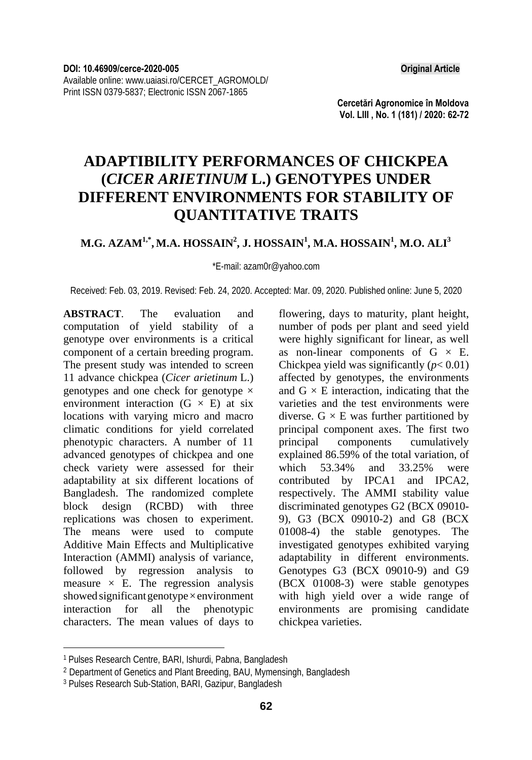DOI: 10.46909/cerce-2020-005

**Original Article**

Available online: www.uaiasi.ro/CERCET_AGROMOLD/
Print ISSN 0379-5837; Electronic ISSN 2067-1865

**Cercetări Agronomice în Moldova**
**Vol. LIII , No. 1 (181) / 2020: 62-72**

# ADAPTIBILITY PERFORMANCES OF CHICKPEA (*CICER ARIETINUM* L.) GENOTYPES UNDER DIFFERENT ENVIRONMENTS FOR STABILITY OF QUANTITATIVE TRAITS

**M.G. AZAM[1,*], M.A. HOSSAIN[2], J. HOSSAIN[1], M.A. HOSSAIN[1], M.O. ALI[3]**

*E-mail: azam0r@yahoo.com

Received: Feb. 03, 2019. Revised: Feb. 24, 2020. Accepted: Mar. 09, 2020. Published online: June 5, 2020

**ABSTRACT**. The evaluation and computation of yield stability of a genotype over environments is a critical component of a certain breeding program. The present study was intended to screen 11 advance chickpea (*Cicer arietinum* L.) genotypes and one check for genotype × environment interaction (G × E) at six locations with varying micro and macro climatic conditions for yield correlated phenotypic characters. A number of 11 advanced genotypes of chickpea and one check variety were assessed for their adaptability at six different locations of Bangladesh. The randomized complete block design (RCBD) with three replications was chosen to experiment. The means were used to compute Additive Main Effects and Multiplicative Interaction (AMMI) analysis of variance, followed by regression analysis to measure × E. The regression analysis showed significant genotype × environment interaction for all the phenotypic characters. The mean values of days to flowering, days to maturity, plant height, number of pods per plant and seed yield were highly significant for linear, as well as non-linear components of G × E. Chickpea yield was significantly ($p< 0.01$) affected by genotypes, the environments and G × E interaction, indicating that the varieties and the test environments were diverse. G × E was further partitioned by principal component axes. The first two principal components cumulatively explained 86.59% of the total variation, of which 53.34% and 33.25% were contributed by IPCA1 and IPCA2, respectively. The AMMI stability value discriminated genotypes G2 (BCX 09010-9), G3 (BCX 09010-2) and G8 (BCX 01008-4) the stable genotypes. The investigated genotypes exhibited varying adaptability in different environments. Genotypes G3 (BCX 09010-9) and G9 (BCX 01008-3) were stable genotypes with high yield over a wide range of environments are promising candidate chickpea varieties.

---

[1] Pulses Research Centre, BARI, Ishurdi, Pabna, Bangladesh
[2] Department of Genetics and Plant Breeding, BAU, Mymensingh, Bangladesh
[3] Pulses Research Sub-Station, BARI, Gazipur, Bangladesh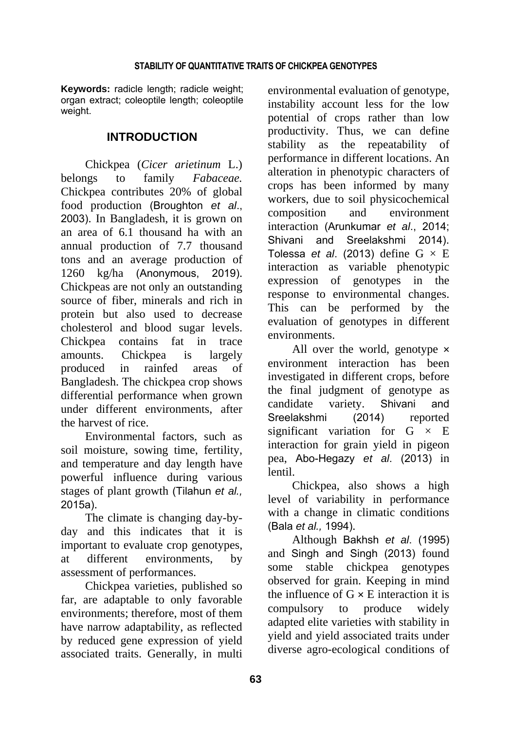**Keywords:** radicle length; radicle weight; organ extract; coleoptile length; coleoptile weight.

## INTRODUCTION

Chickpea (*Cicer arietinum* L.) belongs to family *Fabaceae.* Chickpea contributes 20% of global food production (Broughton *et al*., 2003). In Bangladesh, it is grown on an area of 6.1 thousand ha with an annual production of 7.7 thousand tons and an average production of 1260 kg/ha (Anonymous, 2019). Chickpeas are not only an outstanding source of fiber, minerals and rich in protein but also used to decrease cholesterol and blood sugar levels. Chickpea contains fat in trace amounts. Chickpea is largely produced in rainfed areas of Bangladesh. The chickpea crop shows differential performance when grown under different environments, after the harvest of rice.

Environmental factors, such as soil moisture, sowing time, fertility, and temperature and day length have powerful influence during various stages of plant growth (Tilahun *et al.,* 2015a).

The climate is changing day-by-day and this indicates that it is important to evaluate crop genotypes, at different environments, by assessment of performances.

Chickpea varieties, published so far, are adaptable to only favorable environments; therefore, most of them have narrow adaptability, as reflected by reduced gene expression of yield associated traits. Generally, in multi environmental evaluation of genotype, instability account less for the low potential of crops rather than low productivity. Thus, we can define stability as the repeatability of performance in different locations. An alteration in phenotypic characters of crops has been informed by many workers, due to soil physicochemical composition and environment interaction (Arunkumar *et al*., 2014; Shivani and Sreelakshmi 2014). Tolessa *et al*. (2013) define G × E interaction as variable phenotypic expression of genotypes in the response to environmental changes. This can be performed by the evaluation of genotypes in different environments.

All over the world, genotype × environment interaction has been investigated in different crops, before the final judgment of genotype as candidate variety. Shivani and Sreelakshmi (2014) reported significant variation for G × E interaction for grain yield in pigeon pea, Abo-Hegazy *et al*. (2013) in lentil.

Chickpea, also shows a high level of variability in performance with a change in climatic conditions (Bala *et al.,* 1994).

Although Bakhsh *et al*. (1995) and Singh and Singh (2013) found some stable chickpea genotypes observed for grain. Keeping in mind the influence of G × E interaction it is compulsory to produce widely adapted elite varieties with stability in yield and yield associated traits under diverse agro-ecological conditions of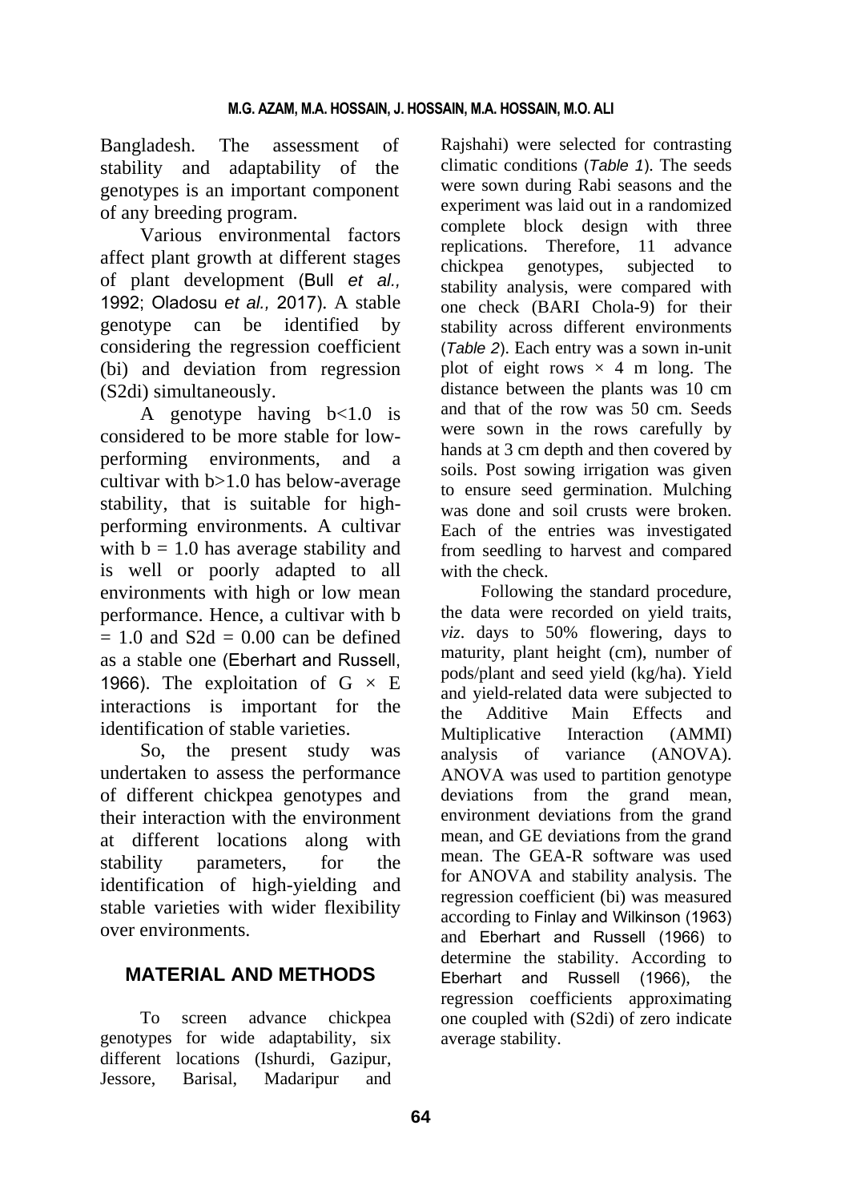Bangladesh. The assessment of stability and adaptability of the genotypes is an important component of any breeding program.

Various environmental factors affect plant growth at different stages of plant development (Bull *et al.,* 1992; Oladosu *et al.,* 2017). A stable genotype can be identified by considering the regression coefficient (bi) and deviation from regression (S2di) simultaneously.

A genotype having $b<1.0$ is considered to be more stable for low-performing environments, and a cultivar with $b>1.0$ has below-average stability, that is suitable for high-performing environments. A cultivar with $b = 1.0$ has average stability and is well or poorly adapted to all environments with high or low mean performance. Hence, a cultivar with $b = 1.0$ and $S2d = 0.00$ can be defined as a stable one (Eberhart and Russell, 1966). The exploitation of $G \times E$ interactions is important for the identification of stable varieties.

So, the present study was undertaken to assess the performance of different chickpea genotypes and their interaction with the environment at different locations along with stability parameters, for the identification of high-yielding and stable varieties with wider flexibility over environments.

## MATERIAL AND METHODS

To screen advance chickpea genotypes for wide adaptability, six different locations (Ishurdi, Gazipur, Jessore, Barisal, Madaripur and Rajshahi) were selected for contrasting climatic conditions (*Table 1*). The seeds were sown during Rabi seasons and the experiment was laid out in a randomized complete block design with three replications. Therefore, 11 advance chickpea genotypes, subjected to stability analysis, were compared with one check (BARI Chola-9) for their stability across different environments (*Table 2*). Each entry was a sown in-unit plot of eight rows × 4 m long. The distance between the plants was 10 cm and that of the row was 50 cm. Seeds were sown in the rows carefully by hands at 3 cm depth and then covered by soils. Post sowing irrigation was given to ensure seed germination. Mulching was done and soil crusts were broken. Each of the entries was investigated from seedling to harvest and compared with the check.

Following the standard procedure, the data were recorded on yield traits, *viz*. days to 50% flowering, days to maturity, plant height (cm), number of pods/plant and seed yield (kg/ha). Yield and yield-related data were subjected to the Additive Main Effects and Multiplicative Interaction (AMMI) analysis of variance (ANOVA). ANOVA was used to partition genotype deviations from the grand mean, environment deviations from the grand mean, and GE deviations from the grand mean. The GEA-R software was used for ANOVA and stability analysis. The regression coefficient (bi) was measured according to Finlay and Wilkinson (1963) and Eberhart and Russell (1966) to determine the stability. According to Eberhart and Russell (1966), the regression coefficients approximating one coupled with (S2di) of zero indicate average stability.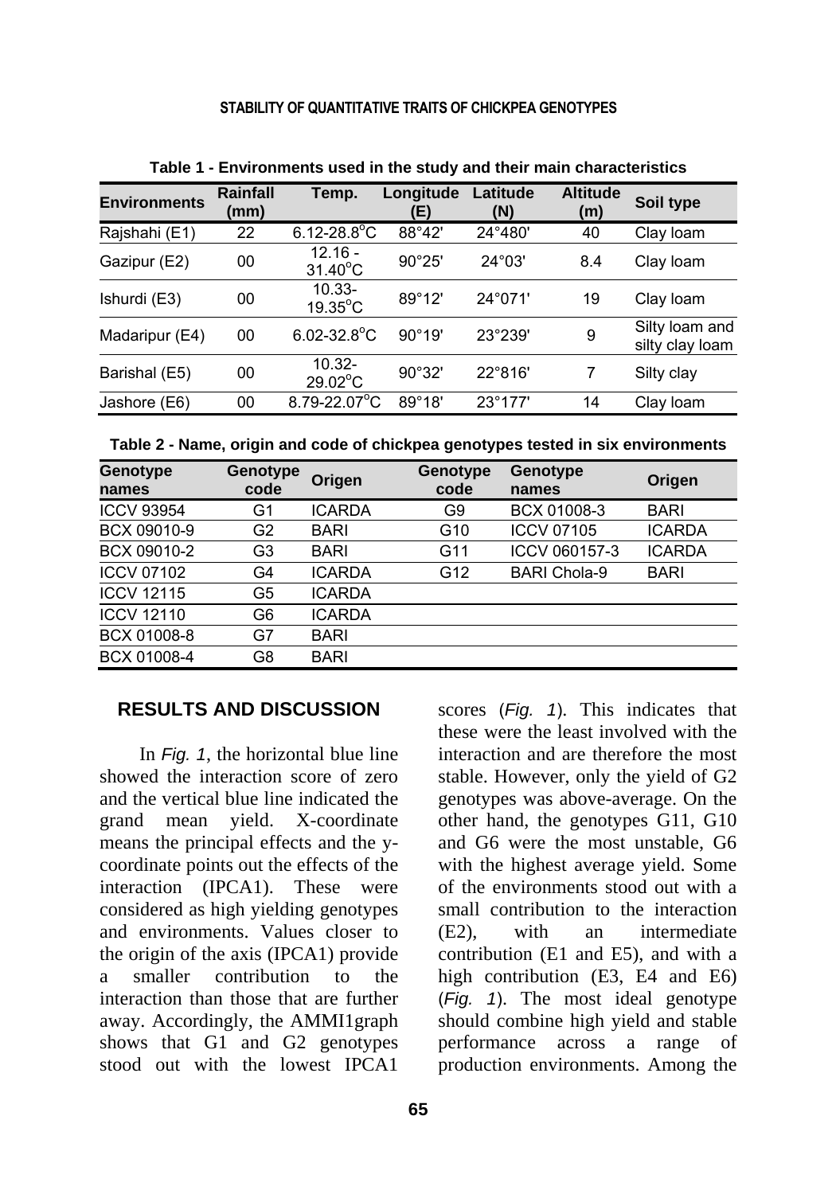**Table 1 - Environments used in the study and their main characteristics**

| Environments | Rainfall (mm) | Temp. | Longitude (E) | Latitude (N) | Altitude (m) | Soil type |
|---|---|---|---|---|---|---|
| Rajshahi (E1) | 22 | 6.12-28.8°C | 88°42' | 24°480' | 40 | Clay loam |
| Gazipur (E2) | 00 | 12.16 - 31.40°C | 90°25' | 24°03' | 8.4 | Clay loam |
| Ishurdi (E3) | 00 | 10.33-19.35°C | 89°12' | 24°071' | 19 | Clay loam |
| Madaripur (E4) | 00 | 6.02-32.8°C | 90°19' | 23°239' | 9 | Silty loam and silty clay loam |
| Barishal (E5) | 00 | 10.32-29.02°C | 90°32' | 22°816' | 7 | Silty clay |
| Jashore (E6) | 00 | 8.79-22.07°C | 89°18' | 23°177' | 14 | Clay loam |

**Table 2 - Name, origin and code of chickpea genotypes tested in six environments**

| Genotype names | Genotype code | Origen | Genotype code | Genotype names | Origen |
|---|---|---|---|---|---|
| ICCV 93954 | G1 | ICARDA | G9 | BCX 01008-3 | BARI |
| BCX 09010-9 | G2 | BARI | G10 | ICCV 07105 | ICARDA |
| BCX 09010-2 | G3 | BARI | G11 | ICCV 060157-3 | ICARDA |
| ICCV 07102 | G4 | ICARDA | G12 | BARI Chola-9 | BARI |
| ICCV 12115 | G5 | ICARDA | | | |
| ICCV 12110 | G6 | ICARDA | | | |
| BCX 01008-8 | G7 | BARI | | | |
| BCX 01008-4 | G8 | BARI | | | |

## RESULTS AND DISCUSSION

In *Fig. 1*, the horizontal blue line showed the interaction score of zero and the vertical blue line indicated the grand mean yield. X-coordinate means the principal effects and the y-coordinate points out the effects of the interaction (IPCA1). These were considered as high yielding genotypes and environments. Values closer to the origin of the axis (IPCA1) provide a smaller contribution to the interaction than those that are further away. Accordingly, the AMMI1graph shows that G1 and G2 genotypes stood out with the lowest IPCA1 scores (*Fig. 1*). This indicates that these were the least involved with the interaction and are therefore the most stable. However, only the yield of G2 genotypes was above-average. On the other hand, the genotypes G11, G10 and G6 were the most unstable, G6 with the highest average yield. Some of the environments stood out with a small contribution to the interaction (E2), with an intermediate contribution (E1 and E5), and with a high contribution (E3, E4 and E6) (*Fig. 1*). The most ideal genotype should combine high yield and stable performance across a range of production environments. Among the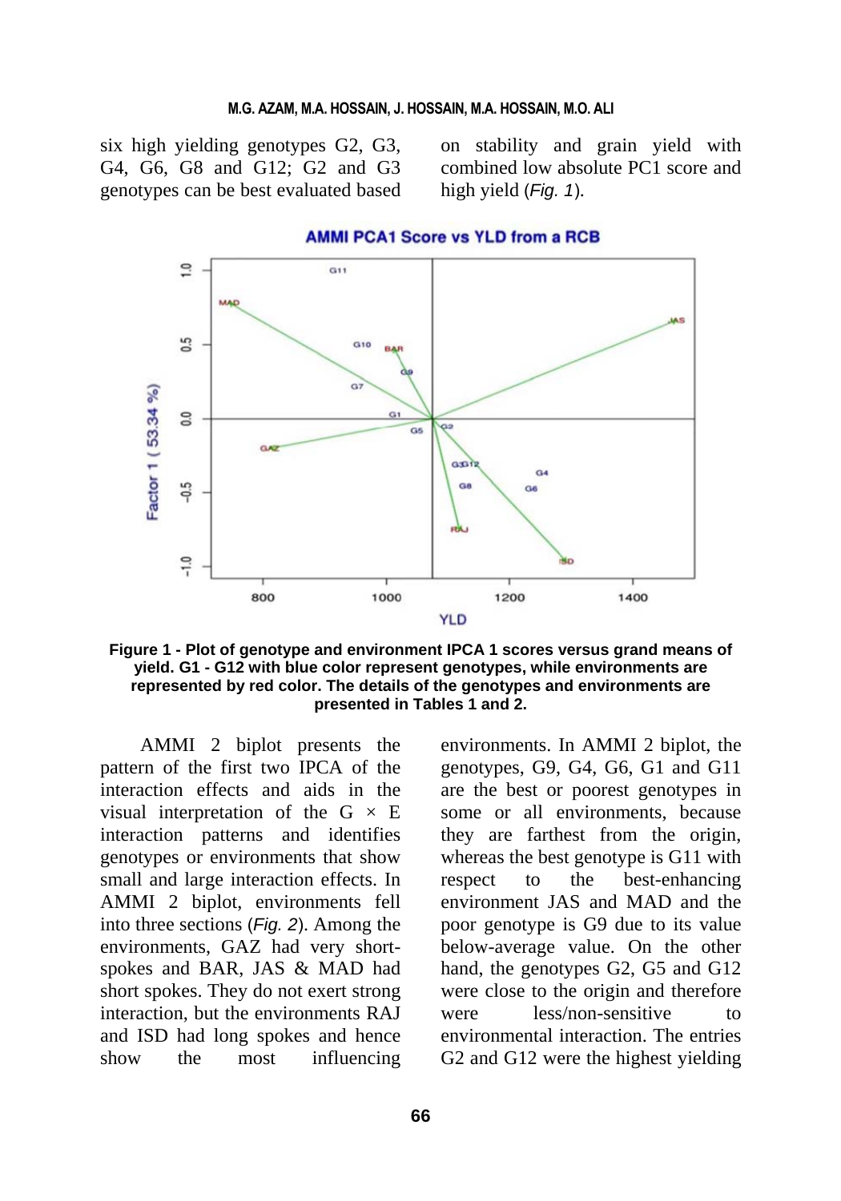six high yielding genotypes G2, G3, G4, G6, G8 and G12; G2 and G3 genotypes can be best evaluated based on stability and grain yield with combined low absolute PC1 score and high yield (*Fig. 1*).

**Figure 1 - Plot of genotype and environment IPCA 1 scores versus grand means of yield. G1 - G12 with blue color represent genotypes, while environments are represented by red color. The details of the genotypes and environments are presented in Tables 1 and 2.**

AMMI 2 biplot presents the pattern of the first two IPCA of the interaction effects and aids in the visual interpretation of the G × E interaction patterns and identifies genotypes or environments that show small and large interaction effects. In AMMI 2 biplot, environments fell into three sections (*Fig. 2*). Among the environments, GAZ had very short-spokes and BAR, JAS & MAD had short spokes. They do not exert strong interaction, but the environments RAJ and ISD had long spokes and hence show the most influencing environments. In AMMI 2 biplot, the genotypes, G9, G4, G6, G1 and G11 are the best or poorest genotypes in some or all environments, because they are farthest from the origin, whereas the best genotype is G11 with respect to the best-enhancing environment JAS and MAD and the poor genotype is G9 due to its value below-average value. On the other hand, the genotypes G2, G5 and G12 were close to the origin and therefore were less/non-sensitive to environmental interaction. The entries G2 and G12 were the highest yielding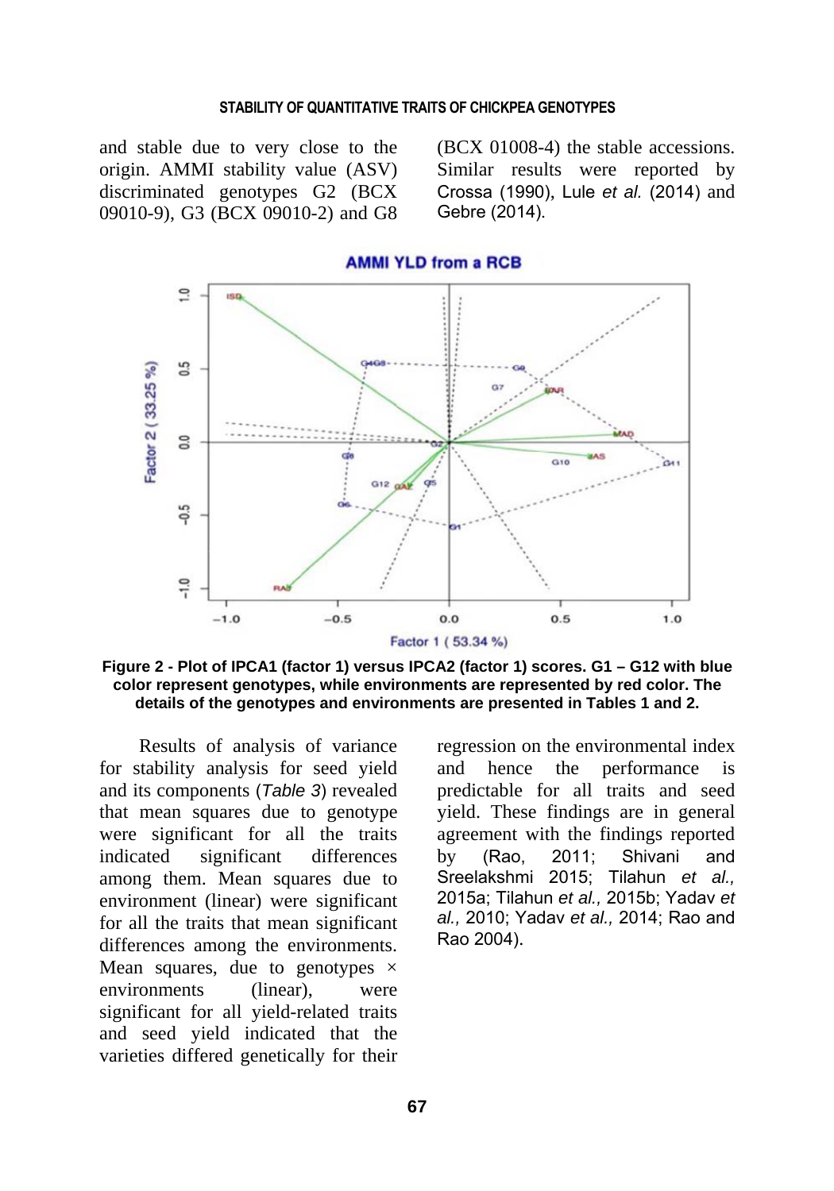and stable due to very close to the origin. AMMI stability value (ASV) discriminated genotypes G2 (BCX 09010-9), G3 (BCX 09010-2) and G8 (BCX 01008-4) the stable accessions. Similar results were reported by Crossa (1990), Lule *et al.* (2014) and Gebre (2014).

**Figure 2 - Plot of IPCA1 (factor 1) versus IPCA2 (factor 1) scores. G1 – G12 with blue color represent genotypes, while environments are represented by red color. The details of the genotypes and environments are presented in Tables 1 and 2.**

Results of analysis of variance for stability analysis for seed yield and its components (*Table 3*) revealed that mean squares due to genotype were significant for all the traits indicated significant differences among them. Mean squares due to environment (linear) were significant for all the traits that mean significant differences among the environments. Mean squares, due to genotypes × environments (linear), were significant for all yield-related traits and seed yield indicated that the varieties differed genetically for their regression on the environmental index and hence the performance is predictable for all traits and seed yield. These findings are in general agreement with the findings reported by (Rao, 2011; Shivani and Sreelakshmi 2015; Tilahun *et al.,* 2015a; Tilahun *et al.,* 2015b; Yadav *et al.,* 2010; Yadav *et al.,* 2014; Rao and Rao 2004).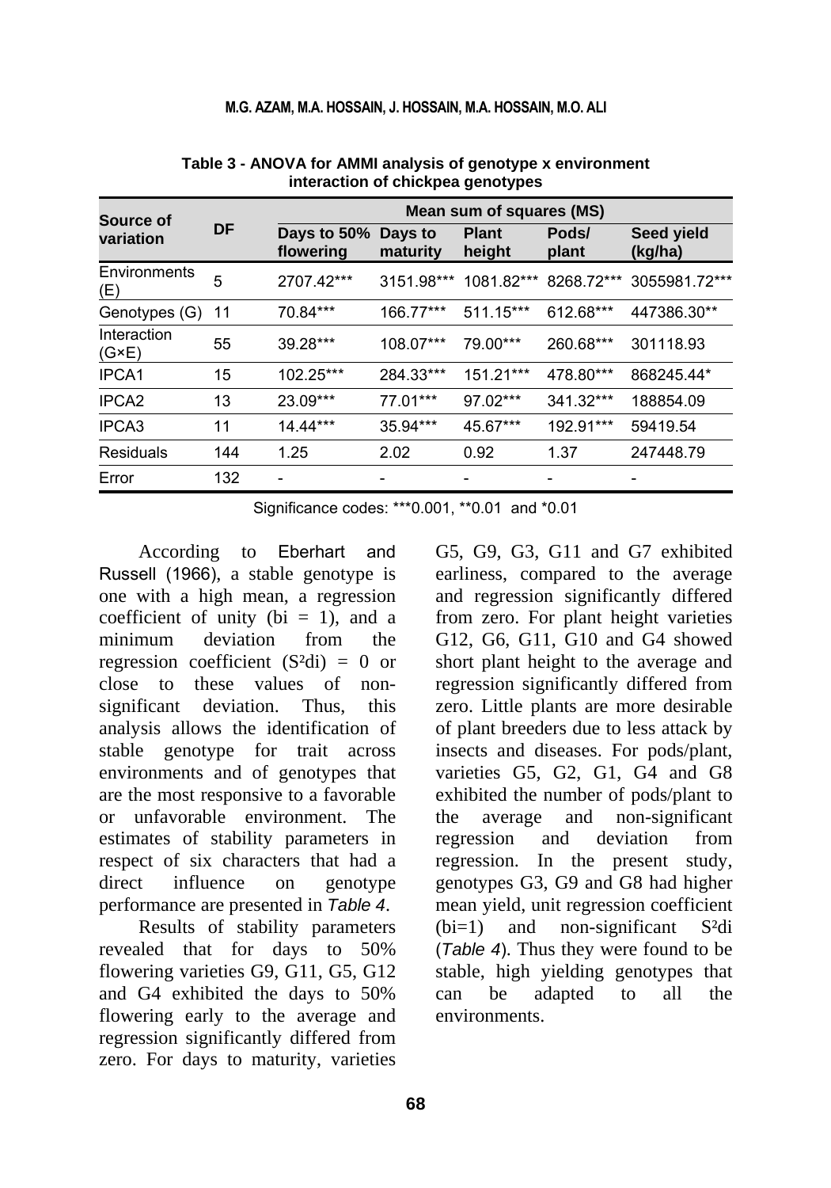**Table 3 - ANOVA for AMMI analysis of genotype x environment interaction of chickpea genotypes**

| Source of variation | DF | Mean sum of squares (MS) | | | | |
|---|---|---|---|---|---|---|
| | | Days to 50% flowering | Days to maturity | Plant height | Pods/ plant | Seed yield (kg/ha) |
| Environments (E) | 5 | 2707.42*** | 3151.98*** | 1081.82*** | 8268.72*** | 3055981.72*** |
| Genotypes (G) | 11 | 70.84*** | 166.77*** | 511.15*** | 612.68*** | 447386.30** |
| Interaction (G×E) | 55 | 39.28*** | 108.07*** | 79.00*** | 260.68*** | 301118.93 |
| IPCA1 | 15 | 102.25*** | 284.33*** | 151.21*** | 478.80*** | 868245.44* |
| IPCA2 | 13 | 23.09*** | 77.01*** | 97.02*** | 341.32*** | 188854.09 |
| IPCA3 | 11 | 14.44*** | 35.94*** | 45.67*** | 192.91*** | 59419.54 |
| Residuals | 144 | 1.25 | 2.02 | 0.92 | 1.37 | 247448.79 |
| Error | 132 | - | - | - | - | - |

Significance codes: ***0.001, **0.01 and *0.01

According to Eberhart and Russell (1966), a stable genotype is one with a high mean, a regression coefficient of unity (bi = 1), and a minimum deviation from the regression coefficient ($S^2di$) = 0 or close to these values of non-significant deviation. Thus, this analysis allows the identification of stable genotype for trait across environments and of genotypes that are the most responsive to a favorable or unfavorable environment. The estimates of stability parameters in respect of six characters that had a direct influence on genotype performance are presented in *Table 4*.

Results of stability parameters revealed that for days to 50% flowering varieties G9, G11, G5, G12 and G4 exhibited the days to 50% flowering early to the average and regression significantly differed from zero. For days to maturity, varieties G5, G9, G3, G11 and G7 exhibited earliness, compared to the average and regression significantly differed from zero. For plant height varieties G12, G6, G11, G10 and G4 showed short plant height to the average and regression significantly differed from zero. Little plants are more desirable of plant breeders due to less attack by insects and diseases. For pods/plant, varieties G5, G2, G1, G4 and G8 exhibited the number of pods/plant to the average and non-significant regression and deviation from regression. In the present study, genotypes G3, G9 and G8 had higher mean yield, unit regression coefficient (bi=1) and non-significant $S^2di$ (*Table 4*). Thus they were found to be stable, high yielding genotypes that can be adapted to all the environments.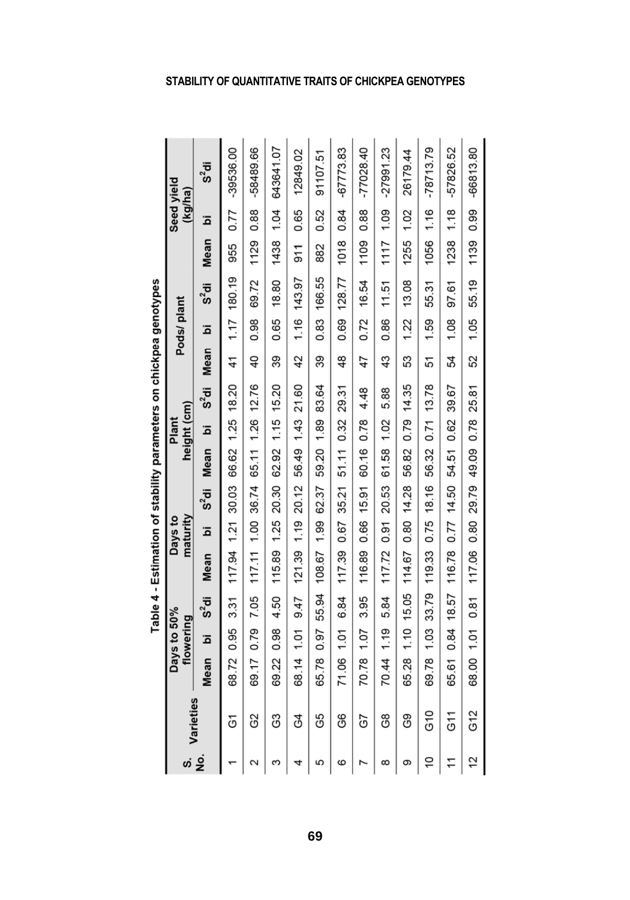**Table 4 - Estimation of stability parameters on chickpea genotypes**

| S. No. | Varieties | Days to 50% flowering | | | Days to maturity | | | Plant height (cm) | | | Pods/ plant | | | Seed yield (kg/ha) | | |
|---|---|---|---|---|---|---|---|---|---|---|---|---|---|---|---|---|
| | | Mean | bi | $S^2di$ | Mean | bi | $S^2di$ | Mean | bi | $S^2di$ | Mean | bi | $S^2di$ | Mean | bi | $S^2di$ |
| 1 | G1 | 68.72 | 0.95 | 3.31 | 117.94 | 1.21 | 30.03 | 66.62 | 1.25 | 18.20 | 41 | 1.17 | 180.19 | 955 | 0.77 | -39536.00 |
| 2 | G2 | 69.17 | 0.79 | 7.05 | 117.11 | 1.00 | 36.74 | 65.11 | 1.26 | 12.76 | 40 | 0.98 | 69.72 | 1129 | 0.88 | -58489.66 |
| 3 | G3 | 69.22 | 0.98 | 4.50 | 115.89 | 1.25 | 20.30 | 62.92 | 1.15 | 15.20 | 39 | 0.65 | 18.80 | 1438 | 1.04 | 643641.07 |
| 4 | G4 | 68.14 | 1.01 | 9.47 | 121.39 | 1.19 | 20.12 | 56.49 | 1.43 | 21.60 | 42 | 1.16 | 143.97 | 911 | 0.65 | 12849.02 |
| 5 | G5 | 65.78 | 0.97 | 55.94 | 108.67 | 1.99 | 62.37 | 59.20 | 1.89 | 83.64 | 39 | 0.83 | 166.55 | 882 | 0.52 | 91107.51 |
| 6 | G6 | 71.06 | 1.01 | 6.84 | 117.39 | 0.67 | 35.21 | 51.11 | 0.32 | 29.31 | 48 | 0.69 | 128.77 | 1018 | 0.84 | -67773.83 |
| 7 | G7 | 70.78 | 1.07 | 3.95 | 116.89 | 0.66 | 15.91 | 60.16 | 0.78 | 4.48 | 47 | 0.72 | 16.54 | 1109 | 0.88 | -77028.40 |
| 8 | G8 | 70.44 | 1.19 | 5.84 | 117.72 | 0.91 | 20.53 | 61.58 | 1.02 | 5.88 | 43 | 0.86 | 11.51 | 1117 | 1.09 | -27991.23 |
| 9 | G9 | 65.28 | 1.10 | 15.05 | 114.67 | 0.80 | 14.28 | 56.82 | 0.79 | 14.35 | 53 | 1.22 | 13.08 | 1255 | 1.02 | 26179.44 |
| 10 | G10 | 69.78 | 1.03 | 33.79 | 119.33 | 0.75 | 18.16 | 56.32 | 0.71 | 13.78 | 51 | 1.59 | 55.31 | 1056 | 1.16 | -78713.79 |
| 11 | G11 | 65.61 | 0.84 | 18.57 | 116.78 | 0.77 | 14.50 | 54.51 | 0.62 | 39.67 | 54 | 1.08 | 97.61 | 1238 | 1.18 | -57826.52 |
| 12 | G12 | 68.00 | 1.01 | 0.81 | 117.06 | 0.80 | 29.79 | 49.09 | 0.78 | 25.81 | 52 | 1.05 | 55.19 | 1139 | 0.99 | -66813.80 |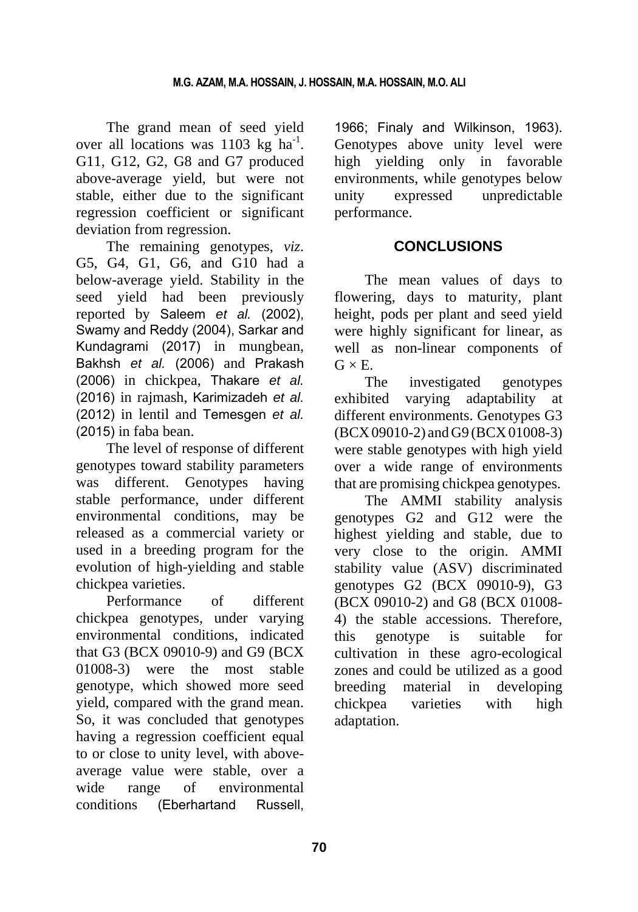The grand mean of seed yield over all locations was 1103 kg $ha^{-1}$. G11, G12, G2, G8 and G7 produced above-average yield, but were not stable, either due to the significant regression coefficient or significant deviation from regression.

The remaining genotypes, *viz*. G5, G4, G1, G6, and G10 had a below-average yield. Stability in the seed yield had been previously reported by Saleem *et al.* (2002), Swamy and Reddy (2004), Sarkar and Kundagrami (2017) in mungbean, Bakhsh *et al.* (2006) and Prakash (2006) in chickpea, Thakare *et al.* (2016) in rajmash, Karimizadeh *et al.* (2012) in lentil and Temesgen *et al.* (2015) in faba bean.

The level of response of different genotypes toward stability parameters was different. Genotypes having stable performance, under different environmental conditions, may be released as a commercial variety or used in a breeding program for the evolution of high-yielding and stable chickpea varieties.

Performance of different chickpea genotypes, under varying environmental conditions, indicated that G3 (BCX 09010-9) and G9 (BCX 01008-3) were the most stable genotype, which showed more seed yield, compared with the grand mean. So, it was concluded that genotypes having a regression coefficient equal to or close to unity level, with above-average value were stable, over a wide range of environmental conditions (Eberhartand Russell, 1966; Finaly and Wilkinson, 1963). Genotypes above unity level were high yielding only in favorable environments, while genotypes below unity expressed unpredictable performance.

## CONCLUSIONS

The mean values of days to flowering, days to maturity, plant height, pods per plant and seed yield were highly significant for linear, as well as non-linear components of G × E.

The investigated genotypes exhibited varying adaptability at different environments. Genotypes G3 (BCX 09010-2) and G9 (BCX 01008-3) were stable genotypes with high yield over a wide range of environments that are promising chickpea genotypes.

The AMMI stability analysis genotypes G2 and G12 were the highest yielding and stable, due to very close to the origin. AMMI stability value (ASV) discriminated genotypes G2 (BCX 09010-9), G3 (BCX 09010-2) and G8 (BCX 01008-4) the stable accessions. Therefore, this genotype is suitable for cultivation in these agro-ecological zones and could be utilized as a good breeding material in developing chickpea varieties with high adaptation.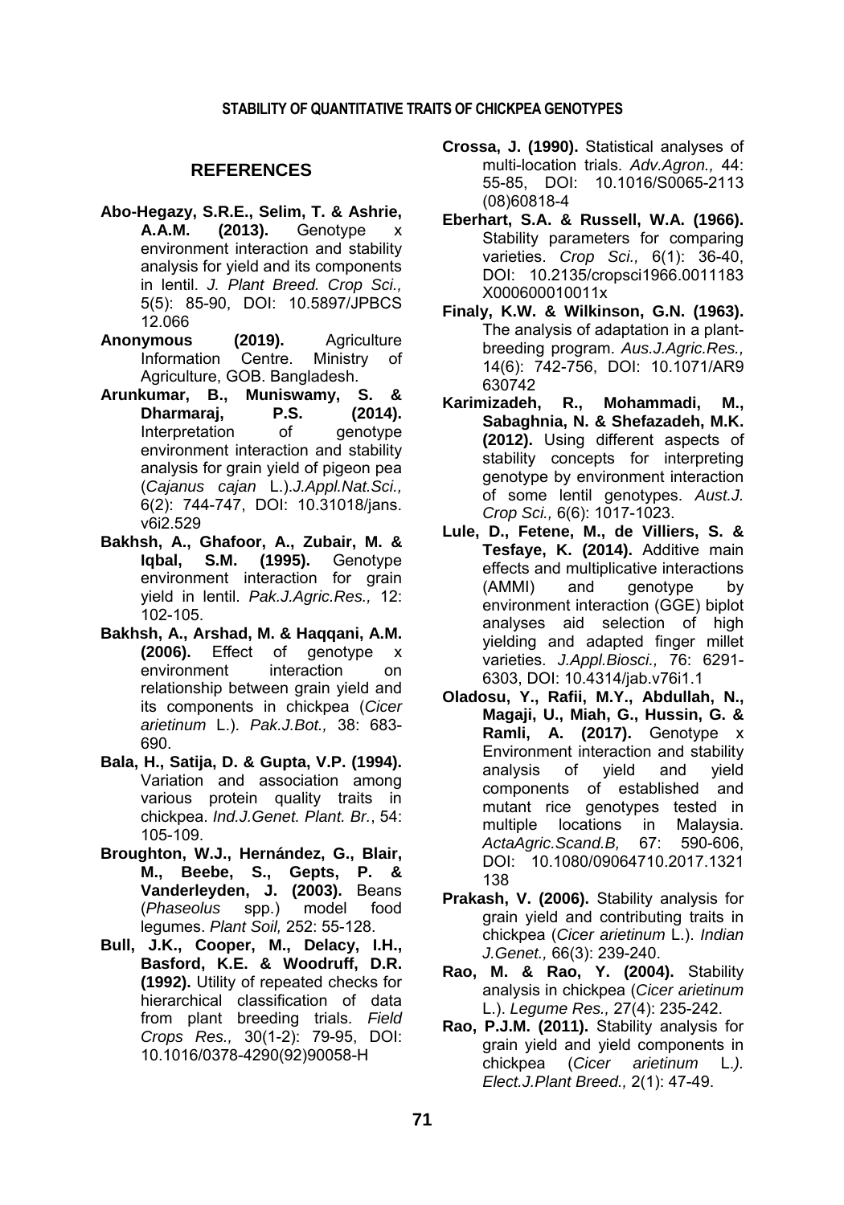## REFERENCES

**Abo-Hegazy, S.R.E., Selim, T. & Ashrie, A.A.M. (2013).** Genotype x environment interaction and stability analysis for yield and its components in lentil. *J. Plant Breed. Crop Sci.,* 5(5): 85-90, DOI: 10.5897/JPBCS 12.066

**Anonymous (2019).** Agriculture Information Centre. Ministry of Agriculture, GOB. Bangladesh.

**Arunkumar, B., Muniswamy, S. & Dharmaraj, P.S. (2014).** Interpretation of genotype environment interaction and stability analysis for grain yield of pigeon pea (*Cajanus cajan* L.).*J.Appl.Nat.Sci.,* 6(2): 744-747, DOI: 10.31018/jans. v6i2.529

**Bakhsh, A., Ghafoor, A., Zubair, M. & Iqbal, S.M. (1995).** Genotype environment interaction for grain yield in lentil. *Pak.J.Agric.Res.,* 12: 102-105.

**Bakhsh, A., Arshad, M. & Haqqani, A.M. (2006).** Effect of genotype x environment interaction on relationship between grain yield and its components in chickpea (*Cicer arietinum* L.). *Pak.J.Bot.,* 38: 683-690.

**Bala, H., Satija, D. & Gupta, V.P. (1994).** Variation and association among various protein quality traits in chickpea. *Ind.J.Genet. Plant. Br.*, 54: 105-109.

**Broughton, W.J., Hernández, G., Blair, M., Beebe, S., Gepts, P. & Vanderleyden, J. (2003).** Beans (*Phaseolus* spp.) model food legumes. *Plant Soil,* 252: 55-128.

**Bull, J.K., Cooper, M., Delacy, I.H., Basford, K.E. & Woodruff, D.R. (1992).** Utility of repeated checks for hierarchical classification of data from plant breeding trials. *Field Crops Res.,* 30(1-2): 79-95, DOI: 10.1016/0378-4290(92)90058-H

**Crossa, J. (1990).** Statistical analyses of multi-location trials. *Adv.Agron.,* 44: 55-85, DOI: 10.1016/S0065-2113 (08)60818-4

**Eberhart, S.A. & Russell, W.A. (1966).** Stability parameters for comparing varieties. *Crop Sci.,* 6(1): 36-40, DOI: 10.2135/cropsci1966.0011183 X000600010011x

**Finaly, K.W. & Wilkinson, G.N. (1963).** The analysis of adaptation in a plant-breeding program. *Aus.J.Agric.Res.,* 14(6): 742-756, DOI: 10.1071/AR9 630742

**Karimizadeh, R., Mohammadi, M., Sabaghnia, N. & Shefazadeh, M.K. (2012).** Using different aspects of stability concepts for interpreting genotype by environment interaction of some lentil genotypes. *Aust.J. Crop Sci.,* 6(6): 1017-1023.

**Lule, D., Fetene, M., de Villiers, S. & Tesfaye, K. (2014).** Additive main effects and multiplicative interactions (AMMI) and genotype by environment interaction (GGE) biplot analyses aid selection of high yielding and adapted finger millet varieties. *J.Appl.Biosci.,* 76: 6291-6303, DOI: 10.4314/jab.v76i1.1

**Oladosu, Y., Rafii, M.Y., Abdullah, N., Magaji, U., Miah, G., Hussin, G. & Ramli, A. (2017).** Genotype x Environment interaction and stability analysis of yield and yield components of established and mutant rice genotypes tested in multiple locations in Malaysia. *ActaAgric.Scand.B,* 67: 590-606, DOI: 10.1080/09064710.2017.1321 138

**Prakash, V. (2006).** Stability analysis for grain yield and contributing traits in chickpea (*Cicer arietinum* L.). *Indian J.Genet.,* 66(3): 239-240.

**Rao, M. & Rao, Y. (2004).** Stability analysis in chickpea (*Cicer arietinum* L.). *Legume Res.,* 27(4): 235-242.

**Rao, P.J.M. (2011).** Stability analysis for grain yield and yield components in chickpea (*Cicer arietinum* L.). *Elect.J.Plant Breed.,* 2(1): 47-49.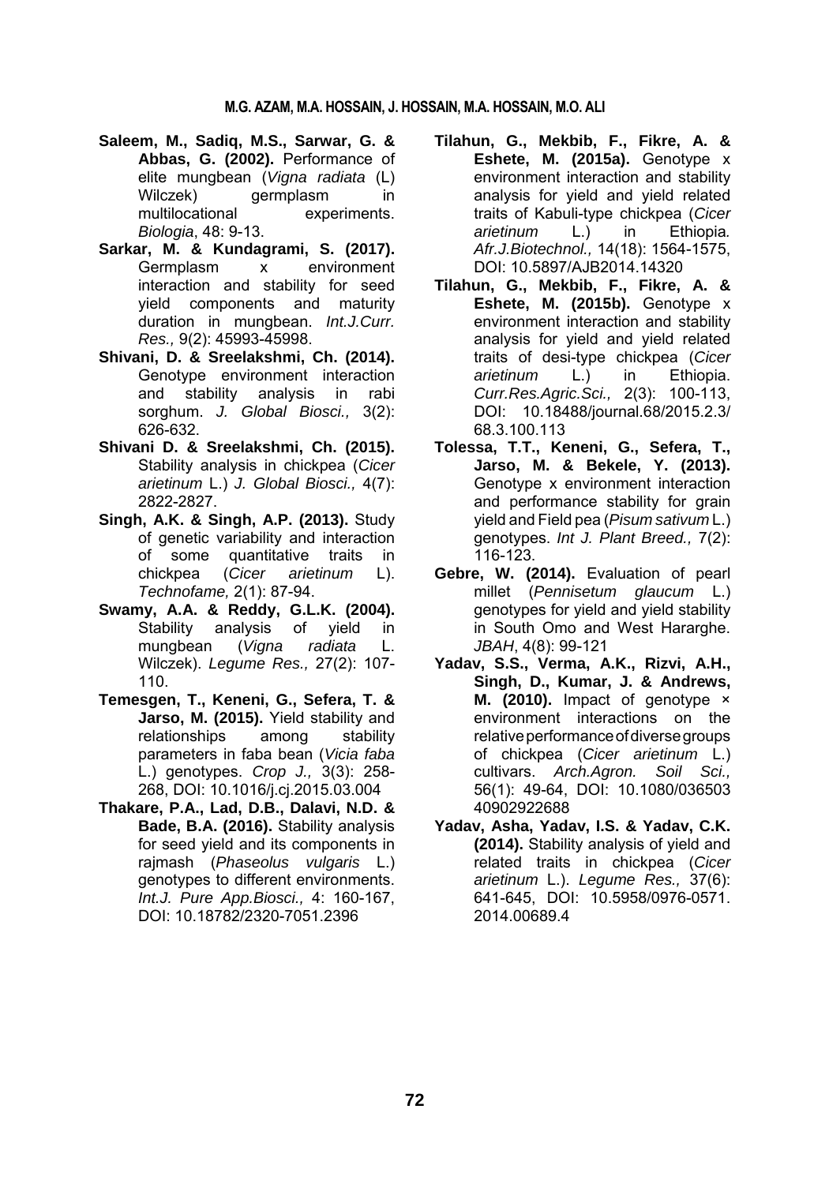**Saleem, M., Sadiq, M.S., Sarwar, G. & Abbas, G. (2002).** Performance of elite mungbean (*Vigna radiata* (L) Wilczek) germplasm in multilocational experiments. *Biologia*, 48: 9-13.

**Sarkar, M. & Kundagrami, S. (2017).** Germplasm x environment interaction and stability for seed yield components and maturity duration in mungbean. *Int.J.Curr. Res.,* 9(2): 45993-45998.

**Shivani, D. & Sreelakshmi, Ch. (2014).** Genotype environment interaction and stability analysis in rabi sorghum. *J. Global Biosci.,* 3(2): 626-632.

**Shivani D. & Sreelakshmi, Ch. (2015).** Stability analysis in chickpea (*Cicer arietinum* L.) *J. Global Biosci.,* 4(7): 2822-2827.

**Singh, A.K. & Singh, A.P. (2013).** Study of genetic variability and interaction of some quantitative traits in chickpea (*Cicer arietinum* L). *Technofame,* 2(1): 87-94.

**Swamy, A.A. & Reddy, G.L.K. (2004).** Stability analysis of yield in mungbean (*Vigna radiata* L. Wilczek). *Legume Res.,* 27(2): 107-110.

**Temesgen, T., Keneni, G., Sefera, T. & Jarso, M. (2015).** Yield stability and relationships among stability parameters in faba bean (*Vicia faba* L.) genotypes. *Crop J.,* 3(3): 258-268, DOI: 10.1016/j.cj.2015.03.004

**Thakare, P.A., Lad, D.B., Dalavi, N.D. & Bade, B.A. (2016).** Stability analysis for seed yield and its components in rajmash (*Phaseolus vulgaris* L.) genotypes to different environments. *Int.J. Pure App.Biosci.,* 4: 160-167, DOI: 10.18782/2320-7051.2396

**Tilahun, G., Mekbib, F., Fikre, A. & Eshete, M. (2015a).** Genotype x environment interaction and stability analysis for yield and yield related traits of Kabuli-type chickpea (*Cicer arietinum* L.) in Ethiopia*. Afr.J.Biotechnol.,* 14(18): 1564-1575, DOI: 10.5897/AJB2014.14320

**Tilahun, G., Mekbib, F., Fikre, A. & Eshete, M. (2015b).** Genotype x environment interaction and stability analysis for yield and yield related traits of desi-type chickpea (*Cicer arietinum* L.) in Ethiopia. *Curr.Res.Agric.Sci.,* 2(3): 100-113, DOI: 10.18488/journal.68/2015.2.3/68.3.100.113

**Tolessa, T.T., Keneni, G., Sefera, T., Jarso, M. & Bekele, Y. (2013).** Genotype x environment interaction and performance stability for grain yield and Field pea (*Pisum sativum* L.) genotypes. *Int J. Plant Breed.,* 7(2): 116-123.

**Gebre, W. (2014).** Evaluation of pearl millet (*Pennisetum glaucum* L.) genotypes for yield and yield stability in South Omo and West Hararghe. *JBAH*, 4(8): 99-121

**Yadav, S.S., Verma, A.K., Rizvi, A.H., Singh, D., Kumar, J. & Andrews, M. (2010).** Impact of genotype × environment interactions on the relative performance of diverse groups of chickpea (*Cicer arietinum* L.) cultivars. *Arch.Agron. Soil Sci.,* 56(1): 49-64, DOI: 10.1080/03650340902922688

**Yadav, Asha, Yadav, I.S. & Yadav, C.K. (2014).** Stability analysis of yield and related traits in chickpea (*Cicer arietinum* L.). *Legume Res.,* 37(6): 641-645, DOI: 10.5958/0976-0571.2014.00689.4